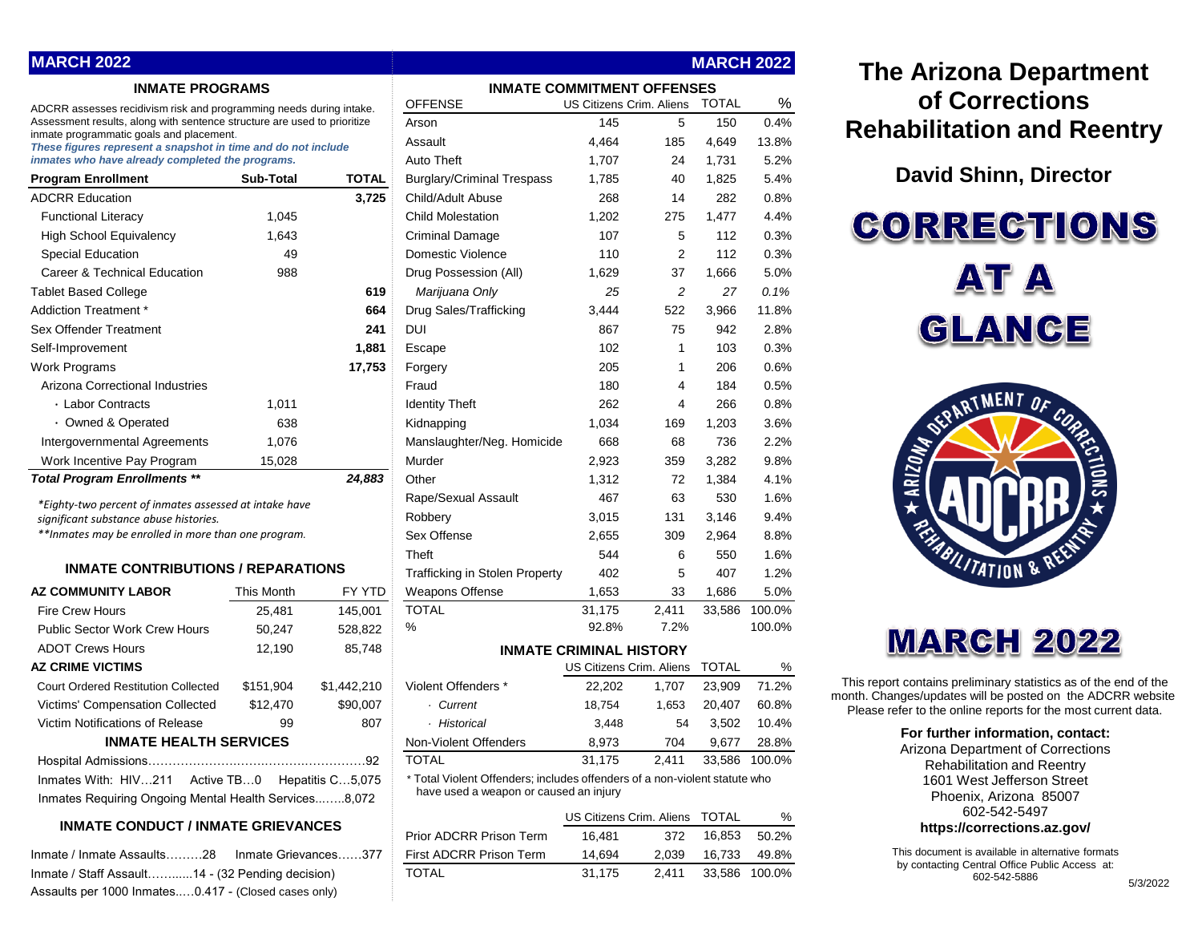## MARCH 2022

### INMATE PROGRAMS

ADCRR assesses recidivism risk and programming needs during intake. Assessment results, along with sentence structure are used to prioritize inmate programmatic goals and placement.
***These figures represent a snapshot in time and do not include inmates who have already completed the programs.***

| Program Enrollment | Sub-Total | TOTAL |
|---|---|---|
| ADCRR Education | | **3,725** |
| Functional Literacy | 1,045 | |
| High School Equivalency | 1,643 | |
| Special Education | 49 | |
| Career & Technical Education | 988 | |
| Tablet Based College | | **619** |
| Addiction Treatment * | | **664** |
| Sex Offender Treatment | | **241** |
| Self-Improvement | | **1,881** |
| Work Programs | | **17,753** |
| Arizona Correctional Industries | | |
| · Labor Contracts | 1,011 | |
| · Owned & Operated | 638 | |
| Intergovernmental Agreements | 1,076 | |
| Work Incentive Pay Program | 15,028 | |
| ***Total Program Enrollments \*\**** | | ***24,883*** |

*\*Eighty-two percent of inmates assessed at intake have significant substance abuse histories.*
*\*\*Inmates may be enrolled in more than one program.*

### INMATE CONTRIBUTIONS / REPARATIONS

| AZ COMMUNITY LABOR | This Month | FY YTD |
|---|---|---|
| Fire Crew Hours | 25,481 | 145,001 |
| Public Sector Work Crew Hours | 50,247 | 528,822 |
| ADOT Crews Hours | 12,190 | 85,748 |
| **AZ CRIME VICTIMS** | | |
| Court Ordered Restitution Collected | $151,904 | $1,442,210 |
| Victims' Compensation Collected | $12,470 | $90,007 |
| Victim Notifications of Release | 99 | 807 |

### INMATE HEALTH SERVICES

Hospital Admissions……………………………………………92
Inmates With: HIV…211 Active TB…0 Hepatitis C…5,075
Inmates Requiring Ongoing Mental Health Services..…..8,072

### INMATE CONDUCT / INMATE GRIEVANCES

Inmate / Inmate Assaults………28 Inmate Grievances……377
Inmate / Staff Assault……......14 - (32 Pending decision)
Assaults per 1000 Inmates..…0.417 - (Closed cases only)

### INMATE COMMITMENT OFFENSES

| OFFENSE | US Citizens | Crim. Aliens | TOTAL | % |
|---|---|---|---|---|
| Arson | 145 | 5 | 150 | 0.4% |
| Assault | 4,464 | 185 | 4,649 | 13.8% |
| Auto Theft | 1,707 | 24 | 1,731 | 5.2% |
| Burglary/Criminal Trespass | 1,785 | 40 | 1,825 | 5.4% |
| Child/Adult Abuse | 268 | 14 | 282 | 0.8% |
| Child Molestation | 1,202 | 275 | 1,477 | 4.4% |
| Criminal Damage | 107 | 5 | 112 | 0.3% |
| Domestic Violence | 110 | 2 | 112 | 0.3% |
| Drug Possession (All) | 1,629 | 37 | 1,666 | 5.0% |
| *Marijuana Only* | *25* | *2* | *27* | *0.1%* |
| Drug Sales/Trafficking | 3,444 | 522 | 3,966 | 11.8% |
| DUI | 867 | 75 | 942 | 2.8% |
| Escape | 102 | 1 | 103 | 0.3% |
| Forgery | 205 | 1 | 206 | 0.6% |
| Fraud | 180 | 4 | 184 | 0.5% |
| Identity Theft | 262 | 4 | 266 | 0.8% |
| Kidnapping | 1,034 | 169 | 1,203 | 3.6% |
| Manslaughter/Neg. Homicide | 668 | 68 | 736 | 2.2% |
| Murder | 2,923 | 359 | 3,282 | 9.8% |
| Other | 1,312 | 72 | 1,384 | 4.1% |
| Rape/Sexual Assault | 467 | 63 | 530 | 1.6% |
| Robbery | 3,015 | 131 | 3,146 | 9.4% |
| Sex Offense | 2,655 | 309 | 2,964 | 8.8% |
| Theft | 544 | 6 | 550 | 1.6% |
| Trafficking in Stolen Property | 402 | 5 | 407 | 1.2% |
| Weapons Offense | 1,653 | 33 | 1,686 | 5.0% |
| TOTAL | 31,175 | 2,411 | 33,586 | 100.0% |
| % | 92.8% | 7.2% | | 100.0% |

### INMATE CRIMINAL HISTORY

| | US Citizens | Crim. Aliens | TOTAL | % |
|---|---|---|---|---|
| Violent Offenders * | 22,202 | 1,707 | 23,909 | 71.2% |
| · *Current* | 18,754 | 1,653 | 20,407 | 60.8% |
| · *Historical* | 3,448 | 54 | 3,502 | 10.4% |
| Non-Violent Offenders | 8,973 | 704 | 9,677 | 28.8% |
| TOTAL | 31,175 | 2,411 | 33,586 | 100.0% |

\* Total Violent Offenders; includes offenders of a non-violent statute who have used a weapon or caused an injury

| | US Citizens | Crim. Aliens | TOTAL | % |
|---|---|---|---|---|
| Prior ADCRR Prison Term | 16,481 | 372 | 16,853 | 50.2% |
| First ADCRR Prison Term | 14,694 | 2,039 | 16,733 | 49.8% |
| TOTAL | 31,175 | 2,411 | 33,586 | 100.0% |

# The Arizona Department of Corrections Rehabilitation and Reentry

**David Shinn, Director**

# CORRECTIONS AT A GLANCE

# MARCH 2022

This report contains preliminary statistics as of the end of the month. Changes/updates will be posted on the ADCRR website Please refer to the online reports for the most current data.

**For further information, contact:**
Arizona Department of Corrections Rehabilitation and Reentry
1601 West Jefferson Street
Phoenix, Arizona 85007
602-542-5497
**https://corrections.az.gov/**

This document is available in alternative formats by contacting Central Office Public Access at: 602-542-5886

5/3/2022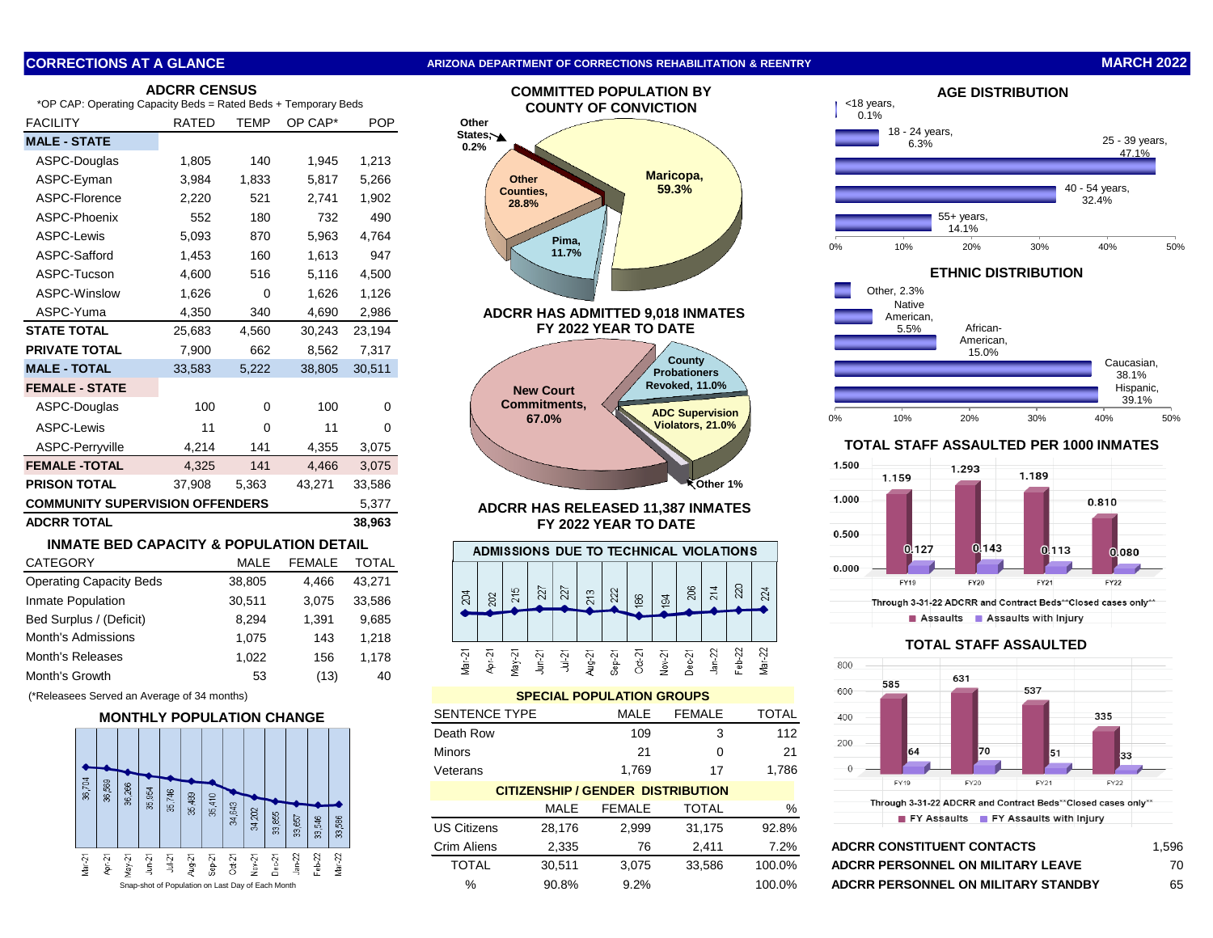## CORRECTIONS AT A GLANCE

ARIZONA DEPARTMENT OF CORRECTIONS REHABILITATION & REENTRY

MARCH 2022

### ADCRR CENSUS

*OP CAP: Operating Capacity Beds = Rated Beds + Temporary Beds

| FACILITY | RATED | TEMP | OP CAP* | POP |
|---|---|---|---|---|
| **MALE - STATE** | | | | |
| ASPC-Douglas | 1,805 | 140 | 1,945 | 1,213 |
| ASPC-Eyman | 3,984 | 1,833 | 5,817 | 5,266 |
| ASPC-Florence | 2,220 | 521 | 2,741 | 1,902 |
| ASPC-Phoenix | 552 | 180 | 732 | 490 |
| ASPC-Lewis | 5,093 | 870 | 5,963 | 4,764 |
| ASPC-Safford | 1,453 | 160 | 1,613 | 947 |
| ASPC-Tucson | 4,600 | 516 | 5,116 | 4,500 |
| ASPC-Winslow | 1,626 | 0 | 1,626 | 1,126 |
| ASPC-Yuma | 4,350 | 340 | 4,690 | 2,986 |
| **STATE TOTAL** | 25,683 | 4,560 | 30,243 | 23,194 |
| **PRIVATE TOTAL** | 7,900 | 662 | 8,562 | 7,317 |
| **MALE - TOTAL** | 33,583 | 5,222 | 38,805 | 30,511 |
| **FEMALE - STATE** | | | | |
| ASPC-Douglas | 100 | 0 | 100 | 0 |
| ASPC-Lewis | 11 | 0 | 11 | 0 |
| ASPC-Perryville | 4,214 | 141 | 4,355 | 3,075 |
| **FEMALE -TOTAL** | 4,325 | 141 | 4,466 | 3,075 |
| **PRISON TOTAL** | 37,908 | 5,363 | 43,271 | 33,586 |
| **COMMUNITY SUPERVISION OFFENDERS** | | | | 5,377 |
| **ADCRR TOTAL** | | | | **38,963** |

### INMATE BED CAPACITY & POPULATION DETAIL

| CATEGORY | MALE | FEMALE | TOTAL |
|---|---|---|---|
| Operating Capacity Beds | 38,805 | 4,466 | 43,271 |
| Inmate Population | 30,511 | 3,075 | 33,586 |
| Bed Surplus / (Deficit) | 8,294 | 1,391 | 9,685 |
| Month's Admissions | 1,075 | 143 | 1,218 |
| Month's Releases | 1,022 | 156 | 1,178 |
| Month's Growth | 53 | (13) | 40 |

(*Releasees Served an Average of 34 months)

### MONTHLY POPULATION CHANGE

36,704 36,569 36,266 35,954 35,746 35,489 35,410 34,643 34,202 33,855 33,657 33,546 33,586

Mar-21 Apr-21 May-21 Jun-21 Jul-21 Aug-21 Sep-21 Oct-21 Nov-21 Dec-21 Jan-22 Feb-22 Mar-22

Snap-shot of Population on Last Day of Each Month

### COMMITTED POPULATION BY COUNTY OF CONVICTION

Maricopa, 59.3%
Other Counties, 28.8%
Pima, 11.7%
Other States, 0.2%

### ADCRR HAS ADMITTED 9,018 INMATES FY 2022 YEAR TO DATE

New Court Commitments, 67.0%
County Probationers Revoked, 11.0%
ADC Supervision Violators, 21.0%
Other 1%

### ADCRR HAS RELEASED 11,387 INMATES FY 2022 YEAR TO DATE

### ADMISSIONS DUE TO TECHNICAL VIOLATIONS

204 202 215 227 227 213 222 186 194 206 214 220 224

Mar-21 Apr-21 May-21 Jun-21 Jul-21 Aug-21 Sep-21 Oct-21 Nov-21 Dec-21 Jan-22 Feb-22 Mar-22

### SPECIAL POPULATION GROUPS

| SENTENCE TYPE | MALE | FEMALE | TOTAL |
|---|---|---|---|
| Death Row | 109 | 3 | 112 |
| Minors | 21 | 0 | 21 |
| Veterans | 1,769 | 17 | 1,786 |

### CITIZENSHIP / GENDER DISTRIBUTION

| | MALE | FEMALE | TOTAL | % |
|---|---|---|---|---|
| US Citizens | 28,176 | 2,999 | 31,175 | 92.8% |
| Crim Aliens | 2,335 | 76 | 2,411 | 7.2% |
| TOTAL | 30,511 | 3,075 | 33,586 | 100.0% |
| % | 90.8% | 9.2% | | 100.0% |

### AGE DISTRIBUTION

<18 years, 0.1%
18 - 24 years, 6.3%
25 - 39 years, 47.1%
40 - 54 years, 32.4%
55+ years, 14.1%

0% 10% 20% 30% 40% 50%

### ETHNIC DISTRIBUTION

Other, 2.3%
Native American, 5.5%
African-American, 15.0%
Caucasian, 38.1%
Hispanic, 39.1%

0% 10% 20% 30% 40% 50%

### TOTAL STAFF ASSAULTED PER 1000 INMATES

1.500 1.000 0.500 0.000

FY19: 1.159, 0.127
FY20: 1.293, 0.143
FY21: 1.189, 0.113
FY22: 0.810, 0.080

Through 3-31-22 ADCRR and Contract Beds**Closed cases only**

Assaults | Assaults with Injury

### TOTAL STAFF ASSAULTED

800 600 400 200 0

FY19: 585, 64
FY20: 631, 70
FY21: 537, 51
FY22: 335, 33

Through 3-31-22 ADCRR and Contract Beds**Closed cases only**

FY Assaults | FY Assaults with Injury

| | |
|---|---|
| **ADCRR CONSTITUENT CONTACTS** | 1,596 |
| **ADCRR PERSONNEL ON MILITARY LEAVE** | 70 |
| **ADCRR PERSONNEL ON MILITARY STANDBY** | 65 |